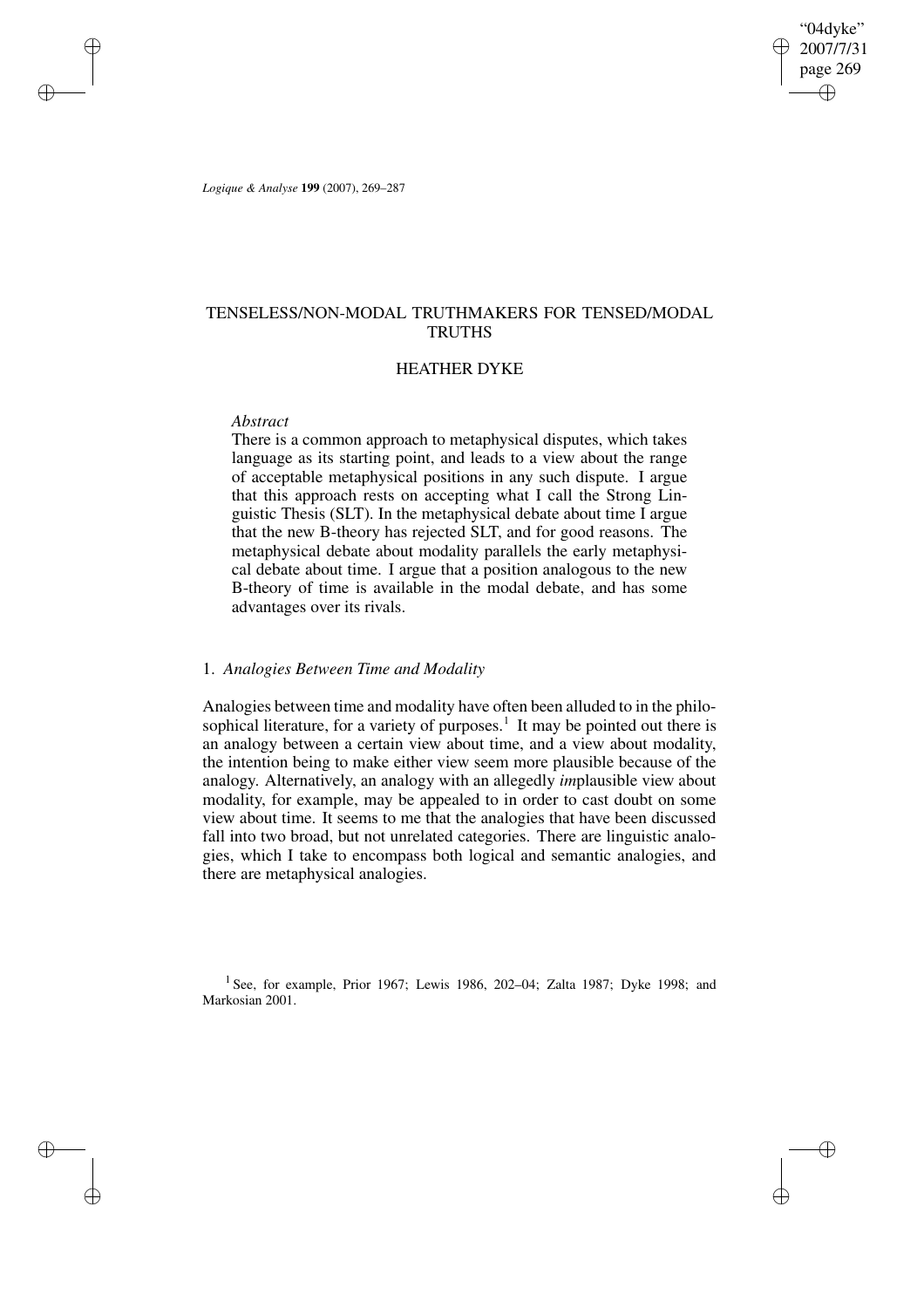# TENSELESS/NON-MODAL TRUTHMAKERS FOR TENSED/MODAL TRUTHS

## HEATHER DYKE

*Abstract*

There is a common approach to metaphysical disputes, which takes language as its starting point, and leads to a view about the range of acceptable metaphysical positions in any such dispute. I argue that this approach rests on accepting what I call the Strong Linguistic Thesis (SLT). In the metaphysical debate about time I argue that the new B-theory has rejected SLT, and for good reasons. The metaphysical debate about modality parallels the early metaphysical debate about time. I argue that a position analogous to the new B-theory of time is available in the modal debate, and has some advantages over its rivals.

### 1. *Analogies Between Time and Modality*

Analogies between time and modality have often been alluded to in the philosophical literature, for a variety of purposes.[1] It may be pointed out there is an analogy between a certain view about time, and a view about modality, the intention being to make either view seem more plausible because of the analogy. Alternatively, an analogy with an allegedly *im*plausible view about modality, for example, may be appealed to in order to cast doubt on some view about time. It seems to me that the analogies that have been discussed fall into two broad, but not unrelated categories. There are linguistic analogies, which I take to encompass both logical and semantic analogies, and there are metaphysical analogies.

[1] See, for example, Prior 1967; Lewis 1986, 202–04; Zalta 1987; Dyke 1998; and Markosian 2001.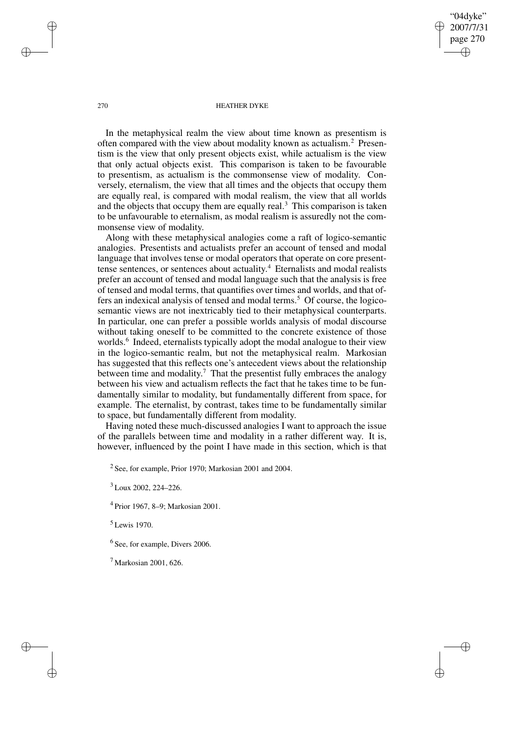In the metaphysical realm the view about time known as presentism is often compared with the view about modality known as actualism.[2] Presentism is the view that only present objects exist, while actualism is the view that only actual objects exist. This comparison is taken to be favourable to presentism, as actualism is the commonsense view of modality. Conversely, eternalism, the view that all times and the objects that occupy them are equally real, is compared with modal realism, the view that all worlds and the objects that occupy them are equally real.[3] This comparison is taken to be unfavourable to eternalism, as modal realism is assuredly not the commonsense view of modality.

Along with these metaphysical analogies come a raft of logico-semantic analogies. Presentists and actualists prefer an account of tensed and modal language that involves tense or modal operators that operate on core present-tense sentences, or sentences about actuality.[4] Eternalists and modal realists prefer an account of tensed and modal language such that the analysis is free of tensed and modal terms, that quantifies over times and worlds, and that offers an indexical analysis of tensed and modal terms.[5] Of course, the logico-semantic views are not inextricably tied to their metaphysical counterparts. In particular, one can prefer a possible worlds analysis of modal discourse without taking oneself to be committed to the concrete existence of those worlds.[6] Indeed, eternalists typically adopt the modal analogue to their view in the logico-semantic realm, but not the metaphysical realm. Markosian has suggested that this reflects one's antecedent views about the relationship between time and modality.[7] That the presentist fully embraces the analogy between his view and actualism reflects the fact that he takes time to be fundamentally similar to modality, but fundamentally different from space, for example. The eternalist, by contrast, takes time to be fundamentally similar to space, but fundamentally different from modality.

Having noted these much-discussed analogies I want to approach the issue of the parallels between time and modality in a rather different way. It is, however, influenced by the point I have made in this section, which is that

[2] See, for example, Prior 1970; Markosian 2001 and 2004.

[3] Loux 2002, 224–226.

[4] Prior 1967, 8–9; Markosian 2001.

[5] Lewis 1970.

[6] See, for example, Divers 2006.

[7] Markosian 2001, 626.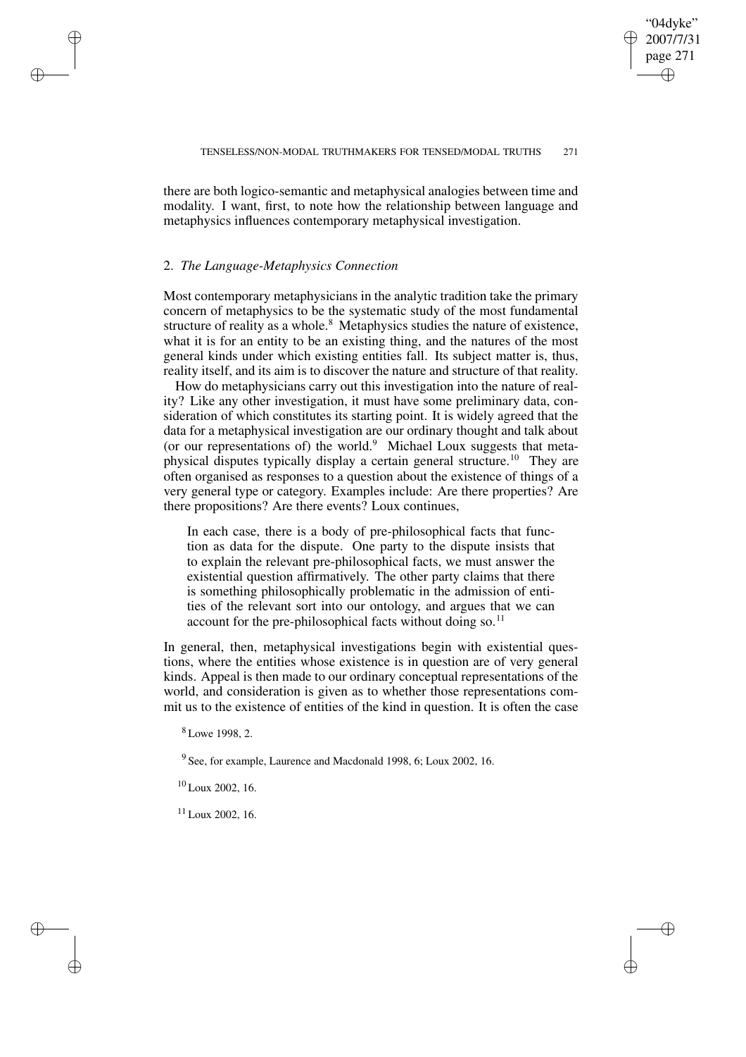there are both logico-semantic and metaphysical analogies between time and modality. I want, first, to note how the relationship between language and metaphysics influences contemporary metaphysical investigation.

## 2. *The Language-Metaphysics Connection*

Most contemporary metaphysicians in the analytic tradition take the primary concern of metaphysics to be the systematic study of the most fundamental structure of reality as a whole.[8] Metaphysics studies the nature of existence, what it is for an entity to be an existing thing, and the natures of the most general kinds under which existing entities fall. Its subject matter is, thus, reality itself, and its aim is to discover the nature and structure of that reality.

How do metaphysicians carry out this investigation into the nature of reality? Like any other investigation, it must have some preliminary data, consideration of which constitutes its starting point. It is widely agreed that the data for a metaphysical investigation are our ordinary thought and talk about (or our representations of) the world.[9] Michael Loux suggests that metaphysical disputes typically display a certain general structure.[10] They are often organised as responses to a question about the existence of things of a very general type or category. Examples include: Are there properties? Are there propositions? Are there events? Loux continues,

> In each case, there is a body of pre-philosophical facts that function as data for the dispute. One party to the dispute insists that to explain the relevant pre-philosophical facts, we must answer the existential question affirmatively. The other party claims that there is something philosophically problematic in the admission of entities of the relevant sort into our ontology, and argues that we can account for the pre-philosophical facts without doing so.[11]

In general, then, metaphysical investigations begin with existential questions, where the entities whose existence is in question are of very general kinds. Appeal is then made to our ordinary conceptual representations of the world, and consideration is given as to whether those representations commit us to the existence of entities of the kind in question. It is often the case

[8] Lowe 1998, 2.

[9] See, for example, Laurence and Macdonald 1998, 6; Loux 2002, 16.

[10] Loux 2002, 16.

[11] Loux 2002, 16.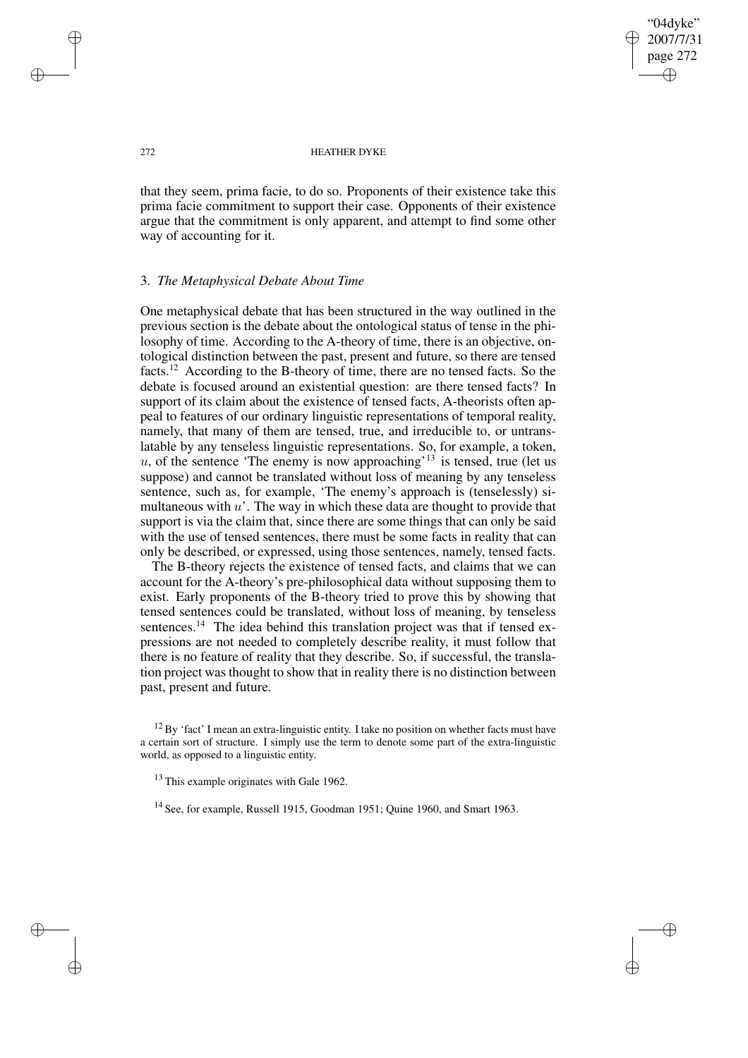that they seem, prima facie, to do so. Proponents of their existence take this prima facie commitment to support their case. Opponents of their existence argue that the commitment is only apparent, and attempt to find some other way of accounting for it.

### 3. *The Metaphysical Debate About Time*

One metaphysical debate that has been structured in the way outlined in the previous section is the debate about the ontological status of tense in the philosophy of time. According to the A-theory of time, there is an objective, ontological distinction between the past, present and future, so there are tensed facts.[12] According to the B-theory of time, there are no tensed facts. So the debate is focused around an existential question: are there tensed facts? In support of its claim about the existence of tensed facts, A-theorists often appeal to features of our ordinary linguistic representations of temporal reality, namely, that many of them are tensed, true, and irreducible to, or untranslatable by any tenseless linguistic representations. So, for example, a token, $u$, of the sentence 'The enemy is now approaching'[13] is tensed, true (let us suppose) and cannot be translated without loss of meaning by any tenseless sentence, such as, for example, 'The enemy's approach is (tenselessly) simultaneous with $u$'. The way in which these data are thought to provide that support is via the claim that, since there are some things that can only be said with the use of tensed sentences, there must be some facts in reality that can only be described, or expressed, using those sentences, namely, tensed facts.

The B-theory rejects the existence of tensed facts, and claims that we can account for the A-theory's pre-philosophical data without supposing them to exist. Early proponents of the B-theory tried to prove this by showing that tensed sentences could be translated, without loss of meaning, by tenseless sentences.[14] The idea behind this translation project was that if tensed expressions are not needed to completely describe reality, it must follow that there is no feature of reality that they describe. So, if successful, the translation project was thought to show that in reality there is no distinction between past, present and future.

[12] By 'fact' I mean an extra-linguistic entity. I take no position on whether facts must have a certain sort of structure. I simply use the term to denote some part of the extra-linguistic world, as opposed to a linguistic entity.

[13] This example originates with Gale 1962.

[14] See, for example, Russell 1915, Goodman 1951; Quine 1960, and Smart 1963.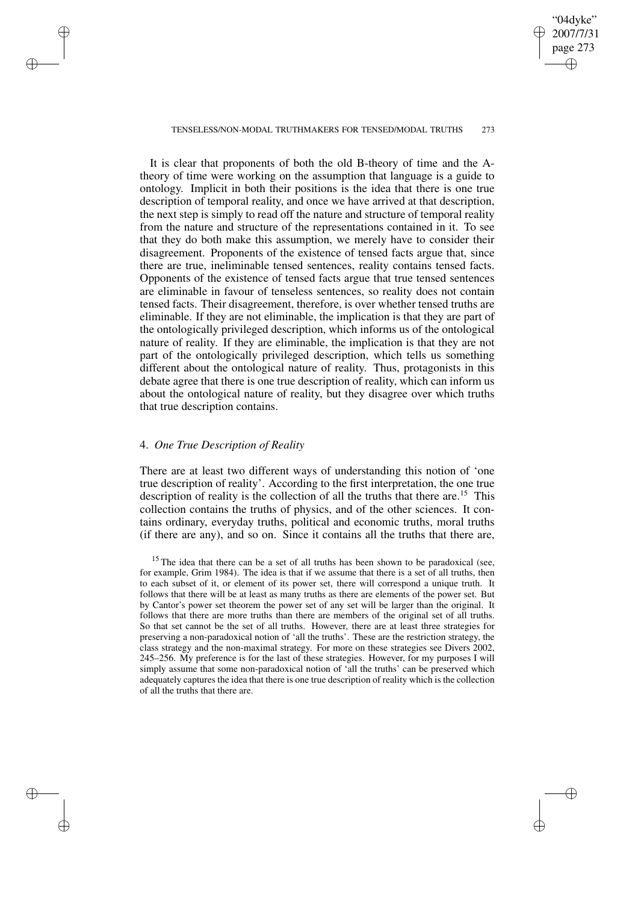It is clear that proponents of both the old B-theory of time and the A-theory of time were working on the assumption that language is a guide to ontology. Implicit in both their positions is the idea that there is one true description of temporal reality, and once we have arrived at that description, the next step is simply to read off the nature and structure of temporal reality from the nature and structure of the representations contained in it. To see that they do both make this assumption, we merely have to consider their disagreement. Proponents of the existence of tensed facts argue that, since there are true, ineliminable tensed sentences, reality contains tensed facts. Opponents of the existence of tensed facts argue that true tensed sentences are eliminable in favour of tenseless sentences, so reality does not contain tensed facts. Their disagreement, therefore, is over whether tensed truths are eliminable. If they are not eliminable, the implication is that they are part of the ontologically privileged description, which informs us of the ontological nature of reality. If they are eliminable, the implication is that they are not part of the ontologically privileged description, which tells us something different about the ontological nature of reality. Thus, protagonists in this debate agree that there is one true description of reality, which can inform us about the ontological nature of reality, but they disagree over which truths that true description contains.

## 4. *One True Description of Reality*

There are at least two different ways of understanding this notion of 'one true description of reality'. According to the first interpretation, the one true description of reality is the collection of all the truths that there are.[15] This collection contains the truths of physics, and of the other sciences. It contains ordinary, everyday truths, political and economic truths, moral truths (if there are any), and so on. Since it contains all the truths that there are,

[15] The idea that there can be a set of all truths has been shown to be paradoxical (see, for example, Grim 1984). The idea is that if we assume that there is a set of all truths, then to each subset of it, or element of its power set, there will correspond a unique truth. It follows that there will be at least as many truths as there are elements of the power set. But by Cantor's power set theorem the power set of any set will be larger than the original. It follows that there are more truths than there are members of the original set of all truths. So that set cannot be the set of all truths. However, there are at least three strategies for preserving a non-paradoxical notion of 'all the truths'. These are the restriction strategy, the class strategy and the non-maximal strategy. For more on these strategies see Divers 2002, 245–256. My preference is for the last of these strategies. However, for my purposes I will simply assume that some non-paradoxical notion of 'all the truths' can be preserved which adequately captures the idea that there is one true description of reality which is the collection of all the truths that there are.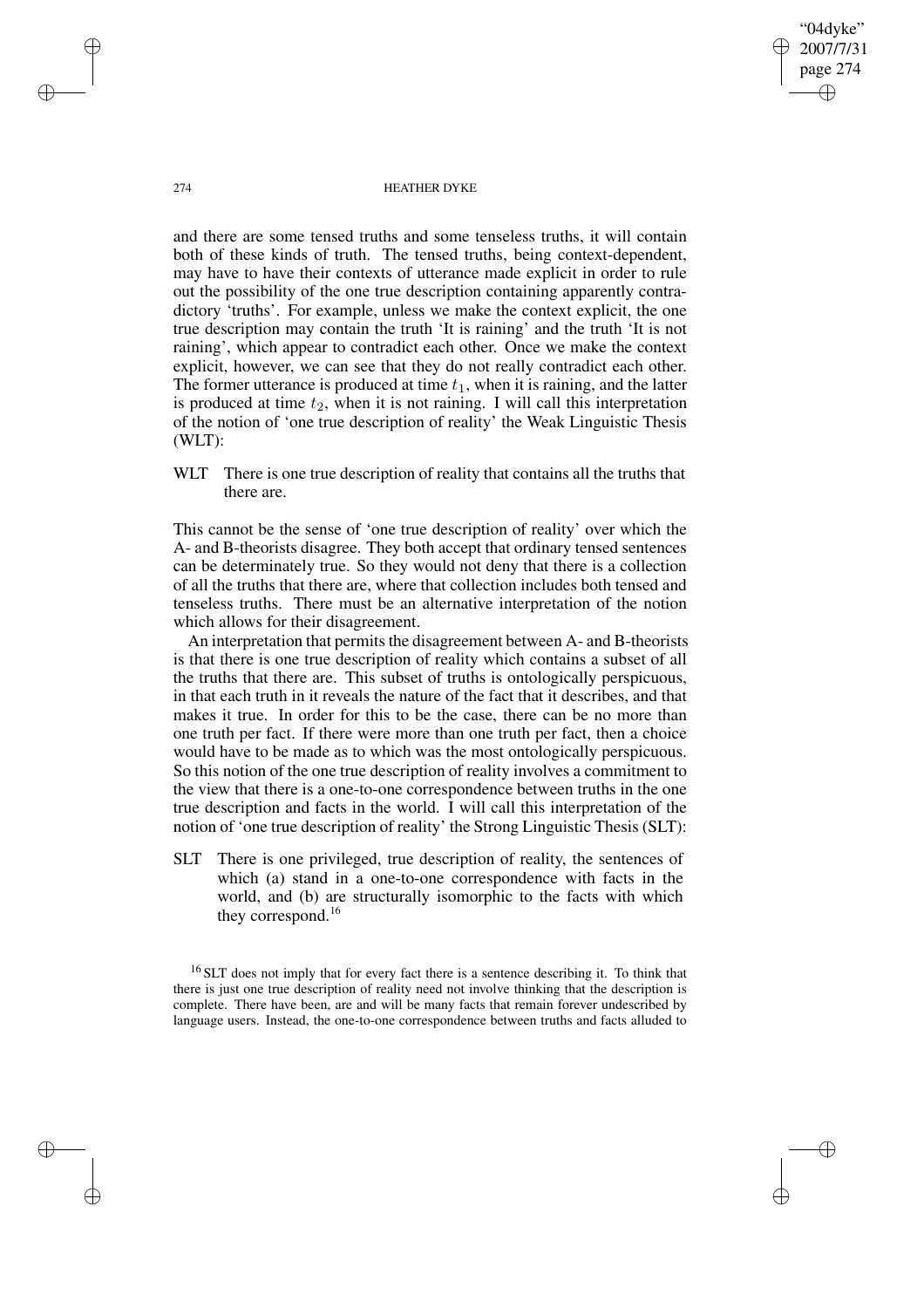and there are some tensed truths and some tenseless truths, it will contain both of these kinds of truth. The tensed truths, being context-dependent, may have to have their contexts of utterance made explicit in order to rule out the possibility of the one true description containing apparently contradictory 'truths'. For example, unless we make the context explicit, the one true description may contain the truth 'It is raining' and the truth 'It is not raining', which appear to contradict each other. Once we make the context explicit, however, we can see that they do not really contradict each other. The former utterance is produced at time $t_1$, when it is raining, and the latter is produced at time $t_2$, when it is not raining. I will call this interpretation of the notion of 'one true description of reality' the Weak Linguistic Thesis (WLT):

WLT There is one true description of reality that contains all the truths that there are.

This cannot be the sense of 'one true description of reality' over which the A- and B-theorists disagree. They both accept that ordinary tensed sentences can be determinately true. So they would not deny that there is a collection of all the truths that there are, where that collection includes both tensed and tenseless truths. There must be an alternative interpretation of the notion which allows for their disagreement.

An interpretation that permits the disagreement between A- and B-theorists is that there is one true description of reality which contains a subset of all the truths that there are. This subset of truths is ontologically perspicuous, in that each truth in it reveals the nature of the fact that it describes, and that makes it true. In order for this to be the case, there can be no more than one truth per fact. If there were more than one truth per fact, then a choice would have to be made as to which was the most ontologically perspicuous. So this notion of the one true description of reality involves a commitment to the view that there is a one-to-one correspondence between truths in the one true description and facts in the world. I will call this interpretation of the notion of 'one true description of reality' the Strong Linguistic Thesis (SLT):

SLT There is one privileged, true description of reality, the sentences of which (a) stand in a one-to-one correspondence with facts in the world, and (b) are structurally isomorphic to the facts with which they correspond.[16]

[16] SLT does not imply that for every fact there is a sentence describing it. To think that there is just one true description of reality need not involve thinking that the description is complete. There have been, are and will be many facts that remain forever undescribed by language users. Instead, the one-to-one correspondence between truths and facts alluded to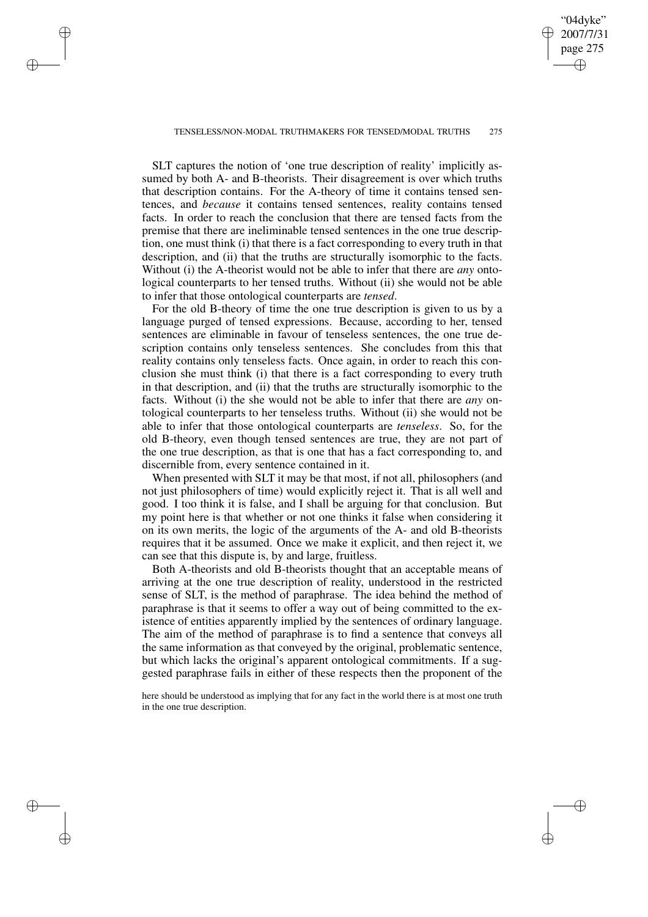SLT captures the notion of 'one true description of reality' implicitly assumed by both A- and B-theorists. Their disagreement is over which truths that description contains. For the A-theory of time it contains tensed sentences, and *because* it contains tensed sentences, reality contains tensed facts. In order to reach the conclusion that there are tensed facts from the premise that there are ineliminable tensed sentences in the one true description, one must think (i) that there is a fact corresponding to every truth in that description, and (ii) that the truths are structurally isomorphic to the facts. Without (i) the A-theorist would not be able to infer that there are *any* ontological counterparts to her tensed truths. Without (ii) she would not be able to infer that those ontological counterparts are *tensed*.

For the old B-theory of time the one true description is given to us by a language purged of tensed expressions. Because, according to her, tensed sentences are eliminable in favour of tenseless sentences, the one true description contains only tenseless sentences. She concludes from this that reality contains only tenseless facts. Once again, in order to reach this conclusion she must think (i) that there is a fact corresponding to every truth in that description, and (ii) that the truths are structurally isomorphic to the facts. Without (i) the she would not be able to infer that there are *any* ontological counterparts to her tenseless truths. Without (ii) she would not be able to infer that those ontological counterparts are *tenseless*. So, for the old B-theory, even though tensed sentences are true, they are not part of the one true description, as that is one that has a fact corresponding to, and discernible from, every sentence contained in it.

When presented with SLT it may be that most, if not all, philosophers (and not just philosophers of time) would explicitly reject it. That is all well and good. I too think it is false, and I shall be arguing for that conclusion. But my point here is that whether or not one thinks it false when considering it on its own merits, the logic of the arguments of the A- and old B-theorists requires that it be assumed. Once we make it explicit, and then reject it, we can see that this dispute is, by and large, fruitless.

Both A-theorists and old B-theorists thought that an acceptable means of arriving at the one true description of reality, understood in the restricted sense of SLT, is the method of paraphrase. The idea behind the method of paraphrase is that it seems to offer a way out of being committed to the existence of entities apparently implied by the sentences of ordinary language. The aim of the method of paraphrase is to find a sentence that conveys all the same information as that conveyed by the original, problematic sentence, but which lacks the original's apparent ontological commitments. If a suggested paraphrase fails in either of these respects then the proponent of the

here should be understood as implying that for any fact in the world there is at most one truth in the one true description.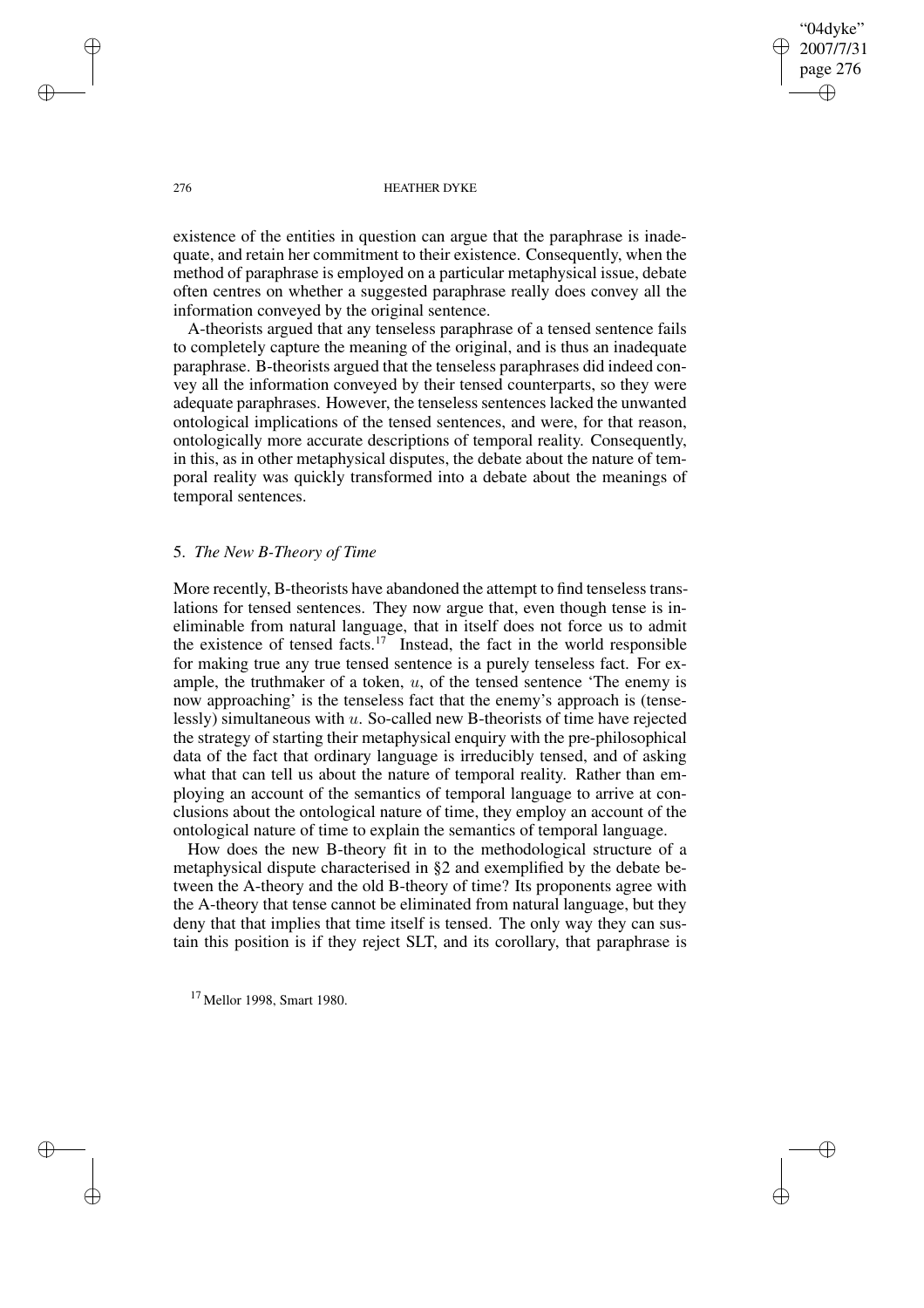existence of the entities in question can argue that the paraphrase is inadequate, and retain her commitment to their existence. Consequently, when the method of paraphrase is employed on a particular metaphysical issue, debate often centres on whether a suggested paraphrase really does convey all the information conveyed by the original sentence.

A-theorists argued that any tenseless paraphrase of a tensed sentence fails to completely capture the meaning of the original, and is thus an inadequate paraphrase. B-theorists argued that the tenseless paraphrases did indeed convey all the information conveyed by their tensed counterparts, so they were adequate paraphrases. However, the tenseless sentences lacked the unwanted ontological implications of the tensed sentences, and were, for that reason, ontologically more accurate descriptions of temporal reality. Consequently, in this, as in other metaphysical disputes, the debate about the nature of temporal reality was quickly transformed into a debate about the meanings of temporal sentences.

## 5. *The New B-Theory of Time*

More recently, B-theorists have abandoned the attempt to find tenseless translations for tensed sentences. They now argue that, even though tense is ineliminable from natural language, that in itself does not force us to admit the existence of tensed facts.[17] Instead, the fact in the world responsible for making true any true tensed sentence is a purely tenseless fact. For example, the truthmaker of a token, $u$, of the tensed sentence 'The enemy is now approaching' is the tenseless fact that the enemy's approach is (tenselessly) simultaneous with $u$. So-called new B-theorists of time have rejected the strategy of starting their metaphysical enquiry with the pre-philosophical data of the fact that ordinary language is irreducibly tensed, and of asking what that can tell us about the nature of temporal reality. Rather than employing an account of the semantics of temporal language to arrive at conclusions about the ontological nature of time, they employ an account of the ontological nature of time to explain the semantics of temporal language.

How does the new B-theory fit in to the methodological structure of a metaphysical dispute characterised in §2 and exemplified by the debate between the A-theory and the old B-theory of time? Its proponents agree with the A-theory that tense cannot be eliminated from natural language, but they deny that that implies that time itself is tensed. The only way they can sustain this position is if they reject SLT, and its corollary, that paraphrase is

[17] Mellor 1998, Smart 1980.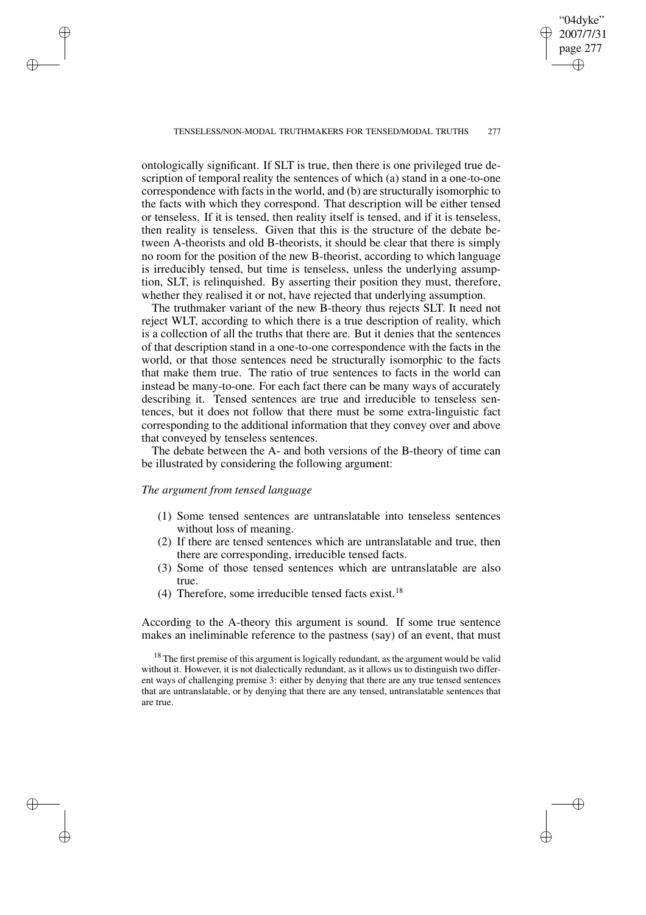ontologically significant. If SLT is true, then there is one privileged true description of temporal reality the sentences of which (a) stand in a one-to-one correspondence with facts in the world, and (b) are structurally isomorphic to the facts with which they correspond. That description will be either tensed or tenseless. If it is tensed, then reality itself is tensed, and if it is tenseless, then reality is tenseless. Given that this is the structure of the debate between A-theorists and old B-theorists, it should be clear that there is simply no room for the position of the new B-theorist, according to which language is irreducibly tensed, but time is tenseless, unless the underlying assumption, SLT, is relinquished. By asserting their position they must, therefore, whether they realised it or not, have rejected that underlying assumption.

The truthmaker variant of the new B-theory thus rejects SLT. It need not reject WLT, according to which there is a true description of reality, which is a collection of all the truths that there are. But it denies that the sentences of that description stand in a one-to-one correspondence with the facts in the world, or that those sentences need be structurally isomorphic to the facts that make them true. The ratio of true sentences to facts in the world can instead be many-to-one. For each fact there can be many ways of accurately describing it. Tensed sentences are true and irreducible to tenseless sentences, but it does not follow that there must be some extra-linguistic fact corresponding to the additional information that they convey over and above that conveyed by tenseless sentences.

The debate between the A- and both versions of the B-theory of time can be illustrated by considering the following argument:

*The argument from tensed language*

(1) Some tensed sentences are untranslatable into tenseless sentences without loss of meaning.
(2) If there are tensed sentences which are untranslatable and true, then there are corresponding, irreducible tensed facts.
(3) Some of those tensed sentences which are untranslatable are also true.
(4) Therefore, some irreducible tensed facts exist.[18]

According to the A-theory this argument is sound. If some true sentence makes an ineliminable reference to the pastness (say) of an event, that must

[18] The first premise of this argument is logically redundant, as the argument would be valid without it. However, it is not dialectically redundant, as it allows us to distinguish two different ways of challenging premise 3: either by denying that there are any true tensed sentences that are untranslatable, or by denying that there are any tensed, untranslatable sentences that are true.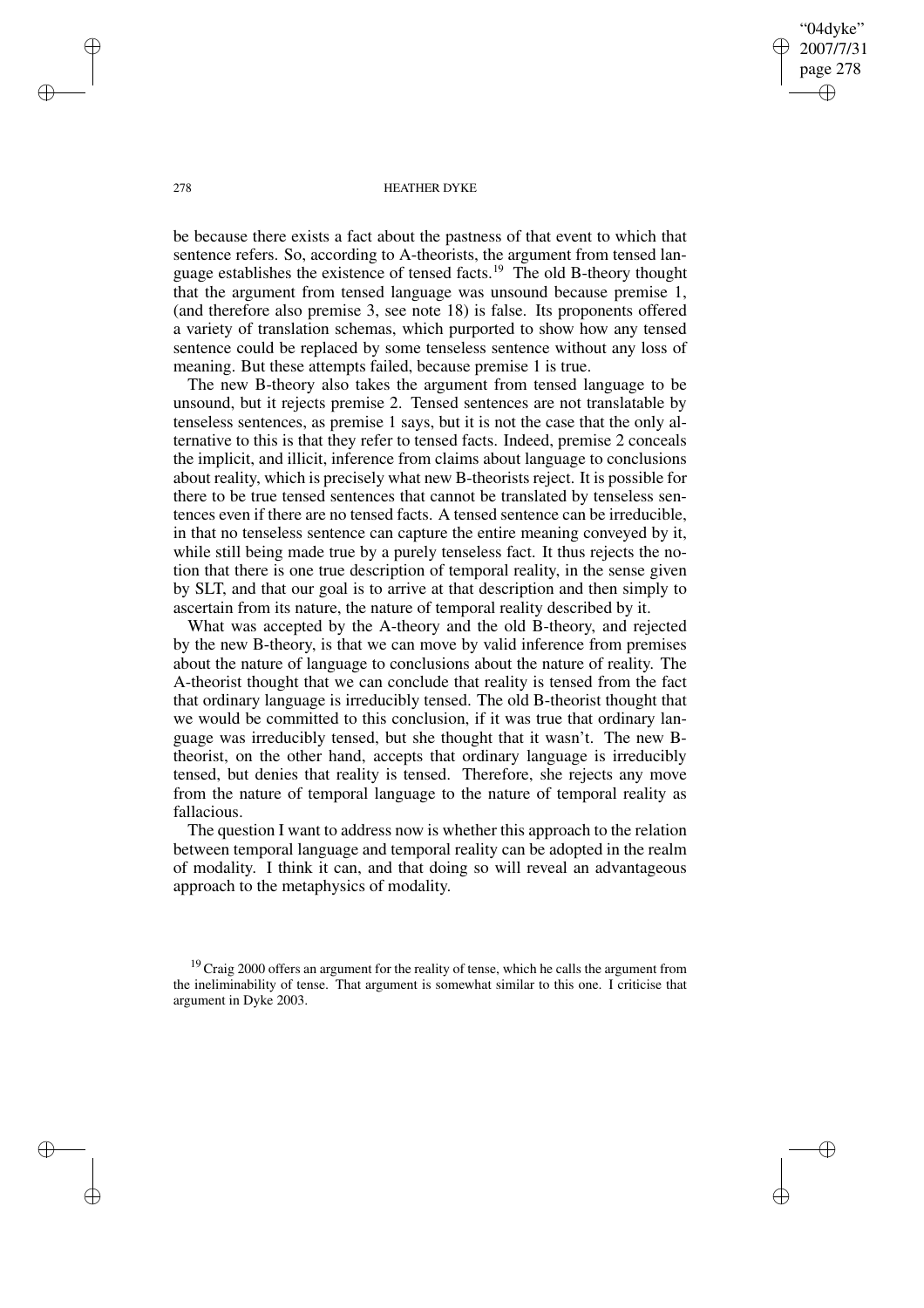be because there exists a fact about the pastness of that event to which that sentence refers. So, according to A-theorists, the argument from tensed language establishes the existence of tensed facts.[19] The old B-theory thought that the argument from tensed language was unsound because premise 1, (and therefore also premise 3, see note 18) is false. Its proponents offered a variety of translation schemas, which purported to show how any tensed sentence could be replaced by some tenseless sentence without any loss of meaning. But these attempts failed, because premise 1 is true.

The new B-theory also takes the argument from tensed language to be unsound, but it rejects premise 2. Tensed sentences are not translatable by tenseless sentences, as premise 1 says, but it is not the case that the only alternative to this is that they refer to tensed facts. Indeed, premise 2 conceals the implicit, and illicit, inference from claims about language to conclusions about reality, which is precisely what new B-theorists reject. It is possible for there to be true tensed sentences that cannot be translated by tenseless sentences even if there are no tensed facts. A tensed sentence can be irreducible, in that no tenseless sentence can capture the entire meaning conveyed by it, while still being made true by a purely tenseless fact. It thus rejects the notion that there is one true description of temporal reality, in the sense given by SLT, and that our goal is to arrive at that description and then simply to ascertain from its nature, the nature of temporal reality described by it.

What was accepted by the A-theory and the old B-theory, and rejected by the new B-theory, is that we can move by valid inference from premises about the nature of language to conclusions about the nature of reality. The A-theorist thought that we can conclude that reality is tensed from the fact that ordinary language is irreducibly tensed. The old B-theorist thought that we would be committed to this conclusion, if it was true that ordinary language was irreducibly tensed, but she thought that it wasn't. The new B-theorist, on the other hand, accepts that ordinary language is irreducibly tensed, but denies that reality is tensed. Therefore, she rejects any move from the nature of temporal language to the nature of temporal reality as fallacious.

The question I want to address now is whether this approach to the relation between temporal language and temporal reality can be adopted in the realm of modality. I think it can, and that doing so will reveal an advantageous approach to the metaphysics of modality.

[19] Craig 2000 offers an argument for the reality of tense, which he calls the argument from the ineliminability of tense. That argument is somewhat similar to this one. I criticise that argument in Dyke 2003.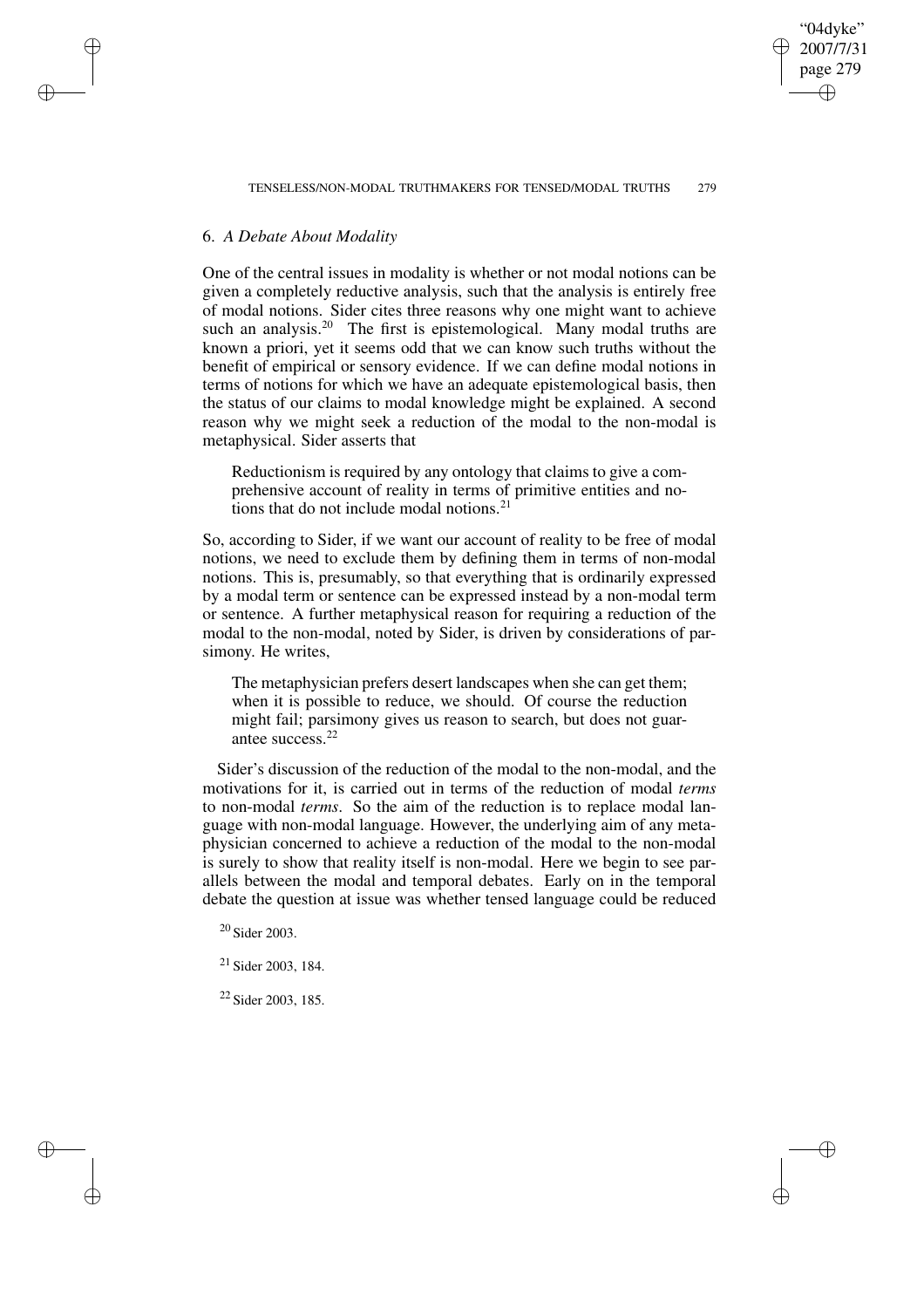## 6. *A Debate About Modality*

One of the central issues in modality is whether or not modal notions can be given a completely reductive analysis, such that the analysis is entirely free of modal notions. Sider cites three reasons why one might want to achieve such an analysis.[20] The first is epistemological. Many modal truths are known a priori, yet it seems odd that we can know such truths without the benefit of empirical or sensory evidence. If we can define modal notions in terms of notions for which we have an adequate epistemological basis, then the status of our claims to modal knowledge might be explained. A second reason why we might seek a reduction of the modal to the non-modal is metaphysical. Sider asserts that

> Reductionism is required by any ontology that claims to give a comprehensive account of reality in terms of primitive entities and notions that do not include modal notions.[21]

So, according to Sider, if we want our account of reality to be free of modal notions, we need to exclude them by defining them in terms of non-modal notions. This is, presumably, so that everything that is ordinarily expressed by a modal term or sentence can be expressed instead by a non-modal term or sentence. A further metaphysical reason for requiring a reduction of the modal to the non-modal, noted by Sider, is driven by considerations of parsimony. He writes,

> The metaphysician prefers desert landscapes when she can get them; when it is possible to reduce, we should. Of course the reduction might fail; parsimony gives us reason to search, but does not guarantee success.[22]

Sider's discussion of the reduction of the modal to the non-modal, and the motivations for it, is carried out in terms of the reduction of modal *terms* to non-modal *terms*. So the aim of the reduction is to replace modal language with non-modal language. However, the underlying aim of any metaphysician concerned to achieve a reduction of the modal to the non-modal is surely to show that reality itself is non-modal. Here we begin to see parallels between the modal and temporal debates. Early on in the temporal debate the question at issue was whether tensed language could be reduced

[20] Sider 2003.

[21] Sider 2003, 184.

[22] Sider 2003, 185.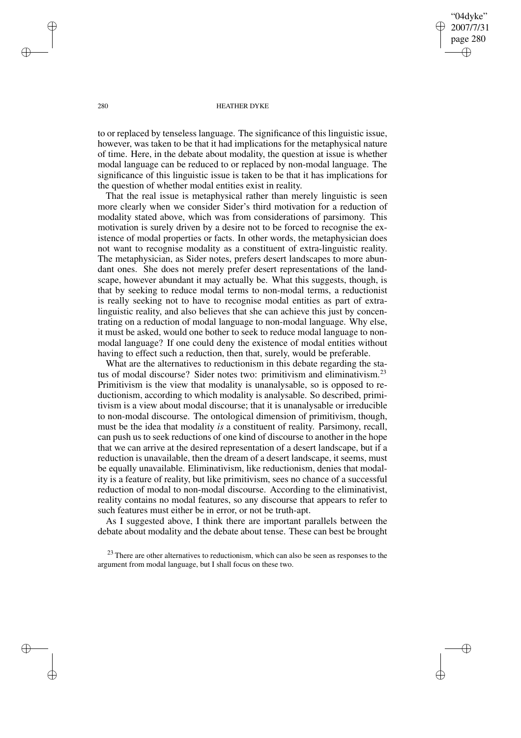to or replaced by tenseless language. The significance of this linguistic issue, however, was taken to be that it had implications for the metaphysical nature of time. Here, in the debate about modality, the question at issue is whether modal language can be reduced to or replaced by non-modal language. The significance of this linguistic issue is taken to be that it has implications for the question of whether modal entities exist in reality.

That the real issue is metaphysical rather than merely linguistic is seen more clearly when we consider Sider's third motivation for a reduction of modality stated above, which was from considerations of parsimony. This motivation is surely driven by a desire not to be forced to recognise the existence of modal properties or facts. In other words, the metaphysician does not want to recognise modality as a constituent of extra-linguistic reality. The metaphysician, as Sider notes, prefers desert landscapes to more abundant ones. She does not merely prefer desert representations of the landscape, however abundant it may actually be. What this suggests, though, is that by seeking to reduce modal terms to non-modal terms, a reductionist is really seeking not to have to recognise modal entities as part of extra-linguistic reality, and also believes that she can achieve this just by concentrating on a reduction of modal language to non-modal language. Why else, it must be asked, would one bother to seek to reduce modal language to non-modal language? If one could deny the existence of modal entities without having to effect such a reduction, then that, surely, would be preferable.

What are the alternatives to reductionism in this debate regarding the status of modal discourse? Sider notes two: primitivism and eliminativism.[23] Primitivism is the view that modality is unanalysable, so is opposed to reductionism, according to which modality is analysable. So described, primitivism is a view about modal discourse; that it is unanalysable or irreducible to non-modal discourse. The ontological dimension of primitivism, though, must be the idea that modality *is* a constituent of reality. Parsimony, recall, can push us to seek reductions of one kind of discourse to another in the hope that we can arrive at the desired representation of a desert landscape, but if a reduction is unavailable, then the dream of a desert landscape, it seems, must be equally unavailable. Eliminativism, like reductionism, denies that modality is a feature of reality, but like primitivism, sees no chance of a successful reduction of modal to non-modal discourse. According to the eliminativist, reality contains no modal features, so any discourse that appears to refer to such features must either be in error, or not be truth-apt.

As I suggested above, I think there are important parallels between the debate about modality and the debate about tense. These can best be brought

[23] There are other alternatives to reductionism, which can also be seen as responses to the argument from modal language, but I shall focus on these two.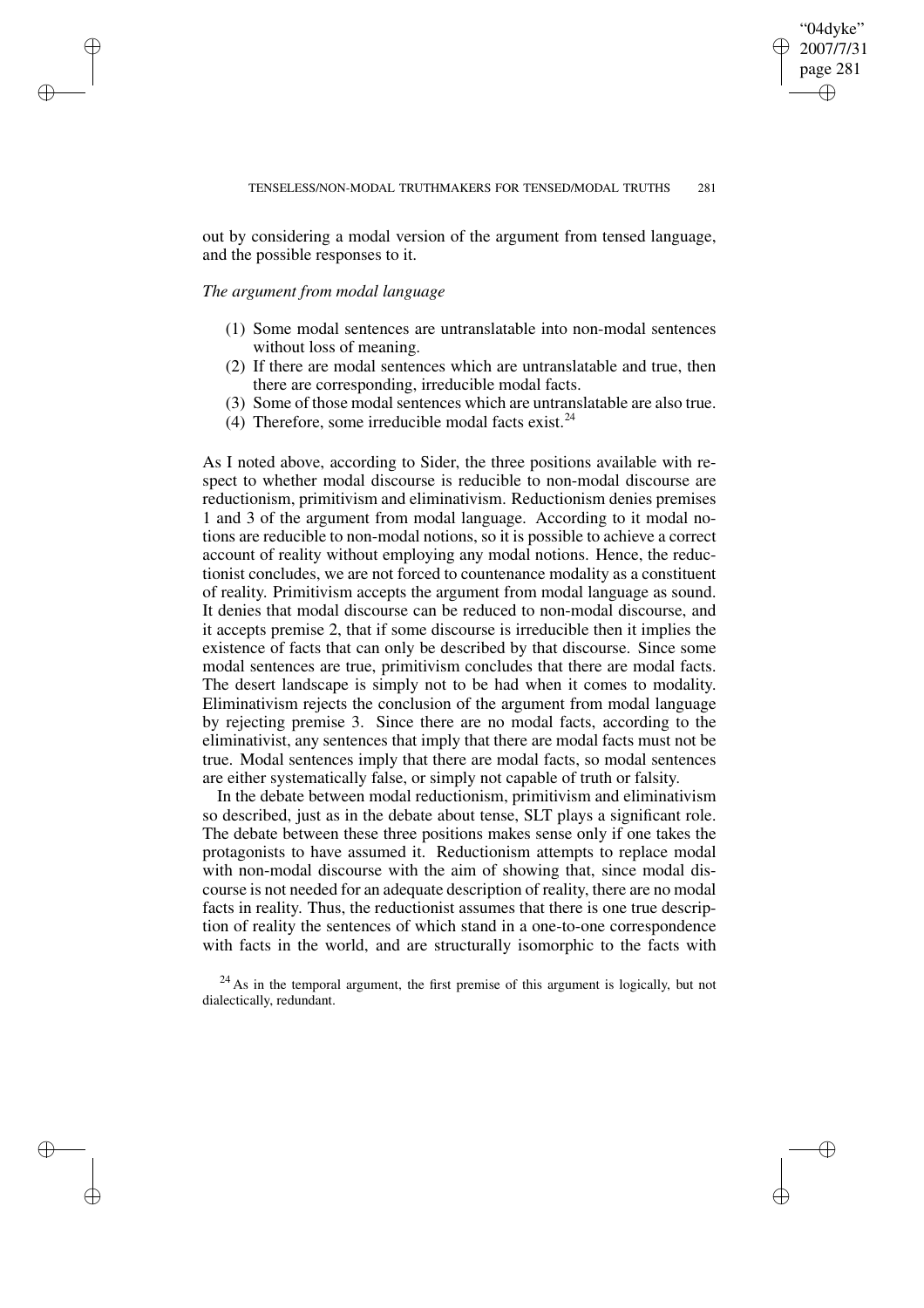out by considering a modal version of the argument from tensed language, and the possible responses to it.

*The argument from modal language*

(1) Some modal sentences are untranslatable into non-modal sentences without loss of meaning.
(2) If there are modal sentences which are untranslatable and true, then there are corresponding, irreducible modal facts.
(3) Some of those modal sentences which are untranslatable are also true.
(4) Therefore, some irreducible modal facts exist.[24]

As I noted above, according to Sider, the three positions available with respect to whether modal discourse is reducible to non-modal discourse are reductionism, primitivism and eliminativism. Reductionism denies premises 1 and 3 of the argument from modal language. According to it modal notions are reducible to non-modal notions, so it is possible to achieve a correct account of reality without employing any modal notions. Hence, the reductionist concludes, we are not forced to countenance modality as a constituent of reality. Primitivism accepts the argument from modal language as sound. It denies that modal discourse can be reduced to non-modal discourse, and it accepts premise 2, that if some discourse is irreducible then it implies the existence of facts that can only be described by that discourse. Since some modal sentences are true, primitivism concludes that there are modal facts. The desert landscape is simply not to be had when it comes to modality. Eliminativism rejects the conclusion of the argument from modal language by rejecting premise 3. Since there are no modal facts, according to the eliminativist, any sentences that imply that there are modal facts must not be true. Modal sentences imply that there are modal facts, so modal sentences are either systematically false, or simply not capable of truth or falsity.

In the debate between modal reductionism, primitivism and eliminativism so described, just as in the debate about tense, SLT plays a significant role. The debate between these three positions makes sense only if one takes the protagonists to have assumed it. Reductionism attempts to replace modal with non-modal discourse with the aim of showing that, since modal discourse is not needed for an adequate description of reality, there are no modal facts in reality. Thus, the reductionist assumes that there is one true description of reality the sentences of which stand in a one-to-one correspondence with facts in the world, and are structurally isomorphic to the facts with

[24] As in the temporal argument, the first premise of this argument is logically, but not dialectically, redundant.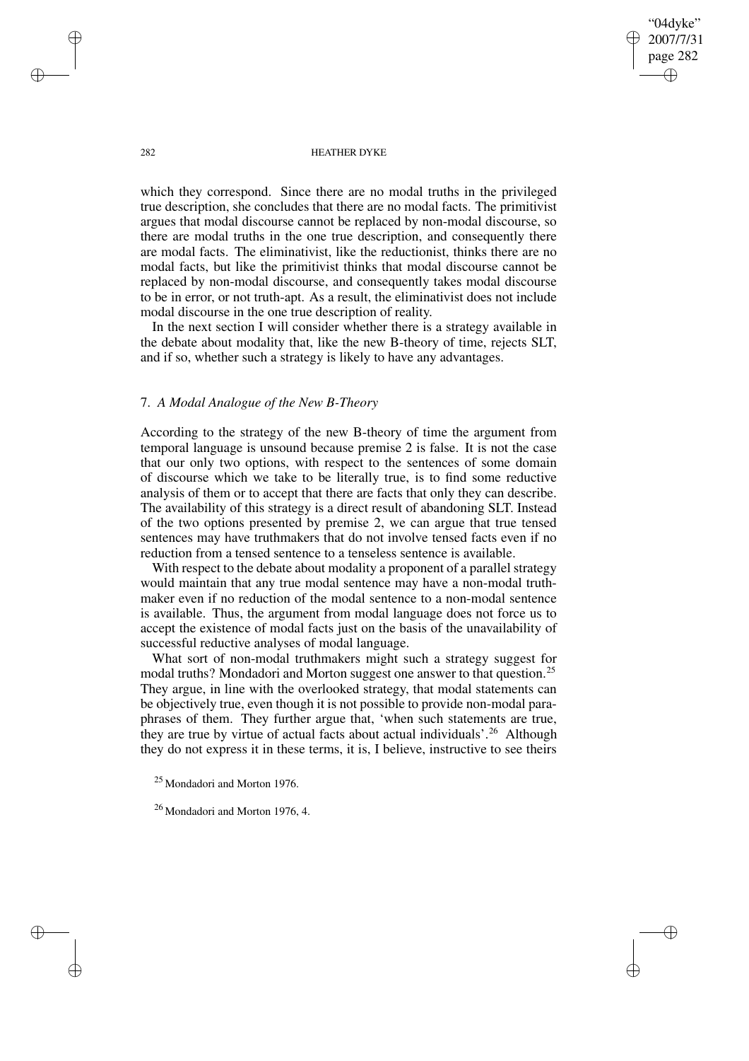which they correspond. Since there are no modal truths in the privileged true description, she concludes that there are no modal facts. The primitivist argues that modal discourse cannot be replaced by non-modal discourse, so there are modal truths in the one true description, and consequently there are modal facts. The eliminativist, like the reductionist, thinks there are no modal facts, but like the primitivist thinks that modal discourse cannot be replaced by non-modal discourse, and consequently takes modal discourse to be in error, or not truth-apt. As a result, the eliminativist does not include modal discourse in the one true description of reality.

In the next section I will consider whether there is a strategy available in the debate about modality that, like the new B-theory of time, rejects SLT, and if so, whether such a strategy is likely to have any advantages.

## 7. *A Modal Analogue of the New B-Theory*

According to the strategy of the new B-theory of time the argument from temporal language is unsound because premise 2 is false. It is not the case that our only two options, with respect to the sentences of some domain of discourse which we take to be literally true, is to find some reductive analysis of them or to accept that there are facts that only they can describe. The availability of this strategy is a direct result of abandoning SLT. Instead of the two options presented by premise 2, we can argue that true tensed sentences may have truthmakers that do not involve tensed facts even if no reduction from a tensed sentence to a tenseless sentence is available.

With respect to the debate about modality a proponent of a parallel strategy would maintain that any true modal sentence may have a non-modal truthmaker even if no reduction of the modal sentence to a non-modal sentence is available. Thus, the argument from modal language does not force us to accept the existence of modal facts just on the basis of the unavailability of successful reductive analyses of modal language.

What sort of non-modal truthmakers might such a strategy suggest for modal truths? Mondadori and Morton suggest one answer to that question.[25] They argue, in line with the overlooked strategy, that modal statements can be objectively true, even though it is not possible to provide non-modal paraphrases of them. They further argue that, 'when such statements are true, they are true by virtue of actual facts about actual individuals'.[26] Although they do not express it in these terms, it is, I believe, instructive to see theirs

[25] Mondadori and Morton 1976.

[26] Mondadori and Morton 1976, 4.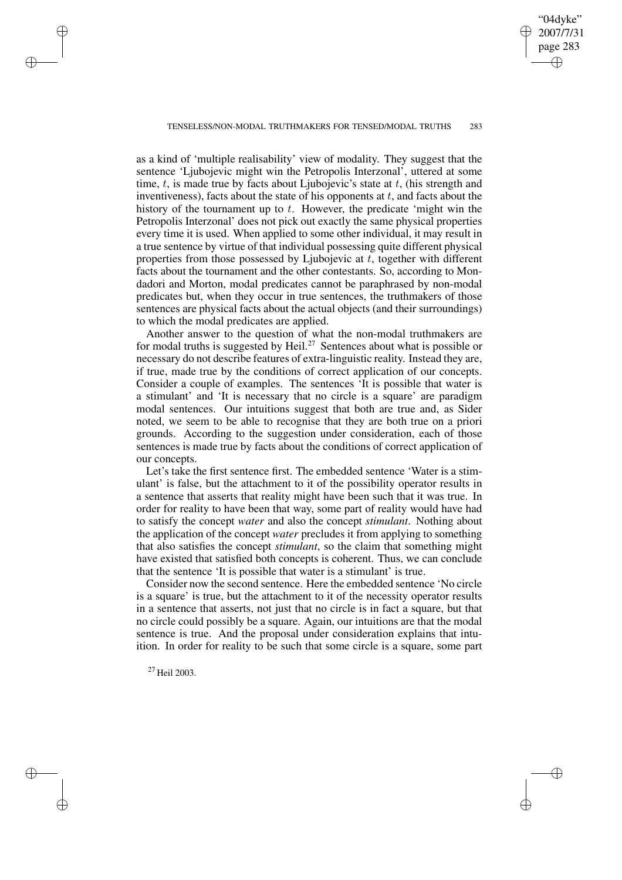as a kind of 'multiple realisability' view of modality. They suggest that the sentence 'Ljubojevic might win the Petropolis Interzonal', uttered at some time, $t$, is made true by facts about Ljubojevic's state at $t$, (his strength and inventiveness), facts about the state of his opponents at $t$, and facts about the history of the tournament up to $t$. However, the predicate 'might win the Petropolis Interzonal' does not pick out exactly the same physical properties every time it is used. When applied to some other individual, it may result in a true sentence by virtue of that individual possessing quite different physical properties from those possessed by Ljubojevic at $t$, together with different facts about the tournament and the other contestants. So, according to Mondadori and Morton, modal predicates cannot be paraphrased by non-modal predicates but, when they occur in true sentences, the truthmakers of those sentences are physical facts about the actual objects (and their surroundings) to which the modal predicates are applied.

Another answer to the question of what the non-modal truthmakers are for modal truths is suggested by Heil.[27] Sentences about what is possible or necessary do not describe features of extra-linguistic reality. Instead they are, if true, made true by the conditions of correct application of our concepts. Consider a couple of examples. The sentences 'It is possible that water is a stimulant' and 'It is necessary that no circle is a square' are paradigm modal sentences. Our intuitions suggest that both are true and, as Sider noted, we seem to be able to recognise that they are both true on a priori grounds. According to the suggestion under consideration, each of those sentences is made true by facts about the conditions of correct application of our concepts.

Let's take the first sentence first. The embedded sentence 'Water is a stimulant' is false, but the attachment to it of the possibility operator results in a sentence that asserts that reality might have been such that it was true. In order for reality to have been that way, some part of reality would have had to satisfy the concept *water* and also the concept *stimulant*. Nothing about the application of the concept *water* precludes it from applying to something that also satisfies the concept *stimulant*, so the claim that something might have existed that satisfied both concepts is coherent. Thus, we can conclude that the sentence 'It is possible that water is a stimulant' is true.

Consider now the second sentence. Here the embedded sentence 'No circle is a square' is true, but the attachment to it of the necessity operator results in a sentence that asserts, not just that no circle is in fact a square, but that no circle could possibly be a square. Again, our intuitions are that the modal sentence is true. And the proposal under consideration explains that intuition. In order for reality to be such that some circle is a square, some part

[27] Heil 2003.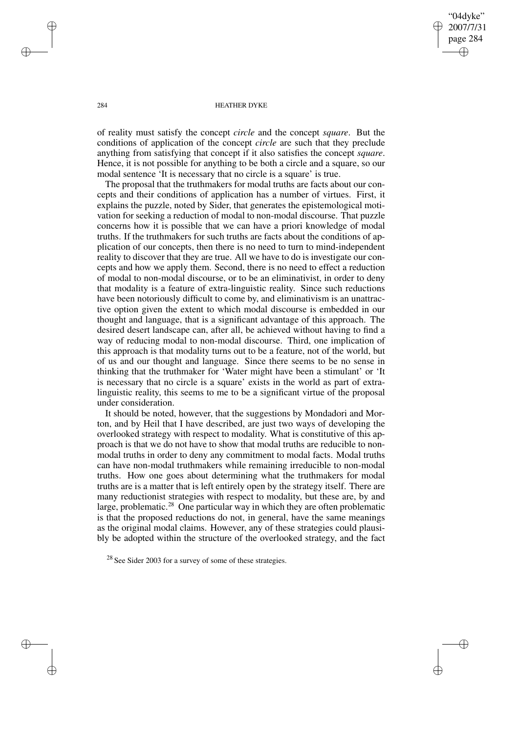of reality must satisfy the concept *circle* and the concept *square*. But the conditions of application of the concept *circle* are such that they preclude anything from satisfying that concept if it also satisfies the concept *square*. Hence, it is not possible for anything to be both a circle and a square, so our modal sentence 'It is necessary that no circle is a square' is true.

The proposal that the truthmakers for modal truths are facts about our concepts and their conditions of application has a number of virtues. First, it explains the puzzle, noted by Sider, that generates the epistemological motivation for seeking a reduction of modal to non-modal discourse. That puzzle concerns how it is possible that we can have a priori knowledge of modal truths. If the truthmakers for such truths are facts about the conditions of application of our concepts, then there is no need to turn to mind-independent reality to discover that they are true. All we have to do is investigate our concepts and how we apply them. Second, there is no need to effect a reduction of modal to non-modal discourse, or to be an eliminativist, in order to deny that modality is a feature of extra-linguistic reality. Since such reductions have been notoriously difficult to come by, and eliminativism is an unattractive option given the extent to which modal discourse is embedded in our thought and language, that is a significant advantage of this approach. The desired desert landscape can, after all, be achieved without having to find a way of reducing modal to non-modal discourse. Third, one implication of this approach is that modality turns out to be a feature, not of the world, but of us and our thought and language. Since there seems to be no sense in thinking that the truthmaker for 'Water might have been a stimulant' or 'It is necessary that no circle is a square' exists in the world as part of extra-linguistic reality, this seems to me to be a significant virtue of the proposal under consideration.

It should be noted, however, that the suggestions by Mondadori and Morton, and by Heil that I have described, are just two ways of developing the overlooked strategy with respect to modality. What is constitutive of this approach is that we do not have to show that modal truths are reducible to non-modal truths in order to deny any commitment to modal facts. Modal truths can have non-modal truthmakers while remaining irreducible to non-modal truths. How one goes about determining what the truthmakers for modal truths are is a matter that is left entirely open by the strategy itself. There are many reductionist strategies with respect to modality, but these are, by and large, problematic.[28] One particular way in which they are often problematic is that the proposed reductions do not, in general, have the same meanings as the original modal claims. However, any of these strategies could plausibly be adopted within the structure of the overlooked strategy, and the fact

[28] See Sider 2003 for a survey of some of these strategies.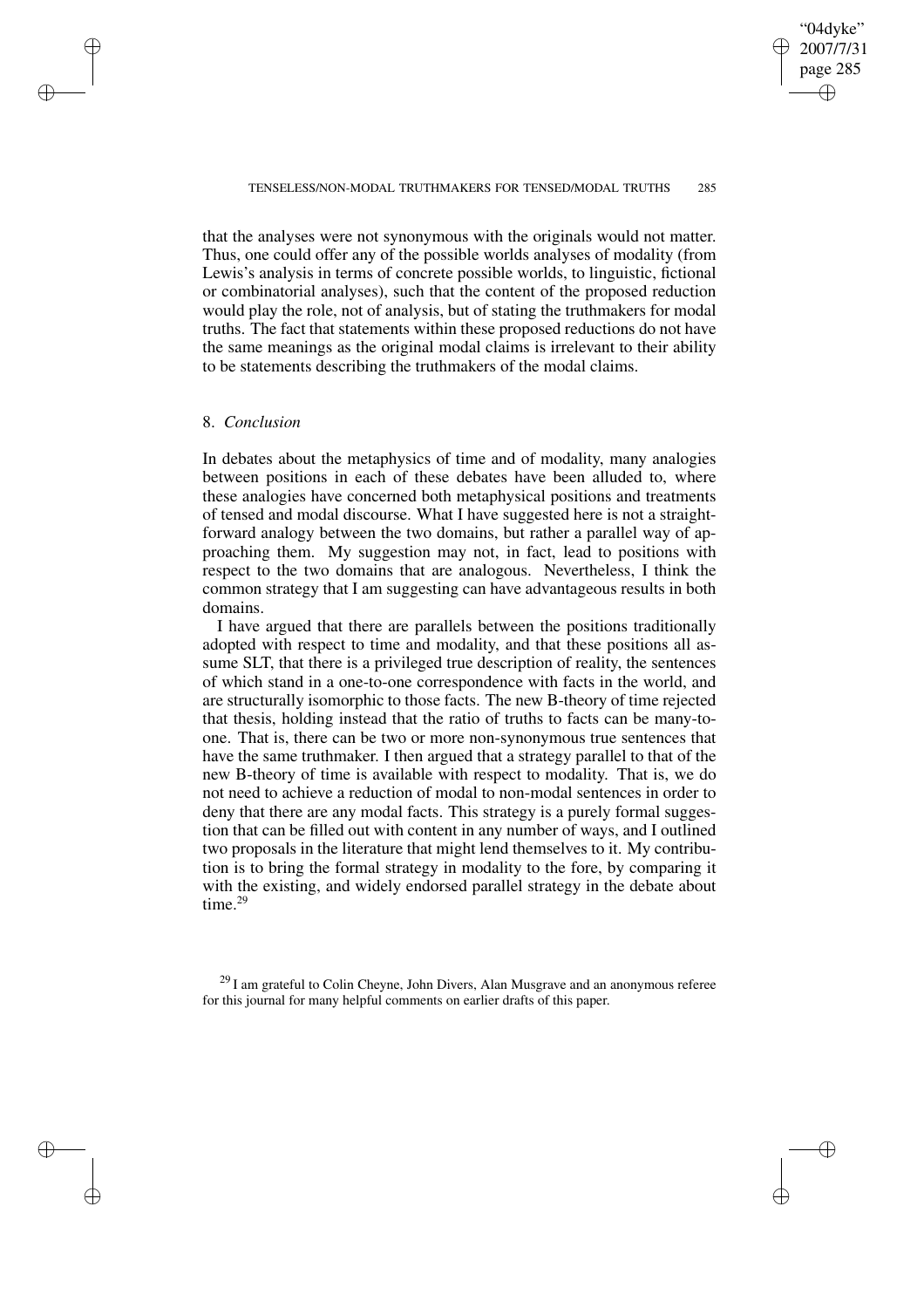that the analyses were not synonymous with the originals would not matter. Thus, one could offer any of the possible worlds analyses of modality (from Lewis's analysis in terms of concrete possible worlds, to linguistic, fictional or combinatorial analyses), such that the content of the proposed reduction would play the role, not of analysis, but of stating the truthmakers for modal truths. The fact that statements within these proposed reductions do not have the same meanings as the original modal claims is irrelevant to their ability to be statements describing the truthmakers of the modal claims.

## 8. *Conclusion*

In debates about the metaphysics of time and of modality, many analogies between positions in each of these debates have been alluded to, where these analogies have concerned both metaphysical positions and treatments of tensed and modal discourse. What I have suggested here is not a straightforward analogy between the two domains, but rather a parallel way of approaching them. My suggestion may not, in fact, lead to positions with respect to the two domains that are analogous. Nevertheless, I think the common strategy that I am suggesting can have advantageous results in both domains.

I have argued that there are parallels between the positions traditionally adopted with respect to time and modality, and that these positions all assume SLT, that there is a privileged true description of reality, the sentences of which stand in a one-to-one correspondence with facts in the world, and are structurally isomorphic to those facts. The new B-theory of time rejected that thesis, holding instead that the ratio of truths to facts can be many-to-one. That is, there can be two or more non-synonymous true sentences that have the same truthmaker. I then argued that a strategy parallel to that of the new B-theory of time is available with respect to modality. That is, we do not need to achieve a reduction of modal to non-modal sentences in order to deny that there are any modal facts. This strategy is a purely formal suggestion that can be filled out with content in any number of ways, and I outlined two proposals in the literature that might lend themselves to it. My contribution is to bring the formal strategy in modality to the fore, by comparing it with the existing, and widely endorsed parallel strategy in the debate about time.[29]

[29] I am grateful to Colin Cheyne, John Divers, Alan Musgrave and an anonymous referee for this journal for many helpful comments on earlier drafts of this paper.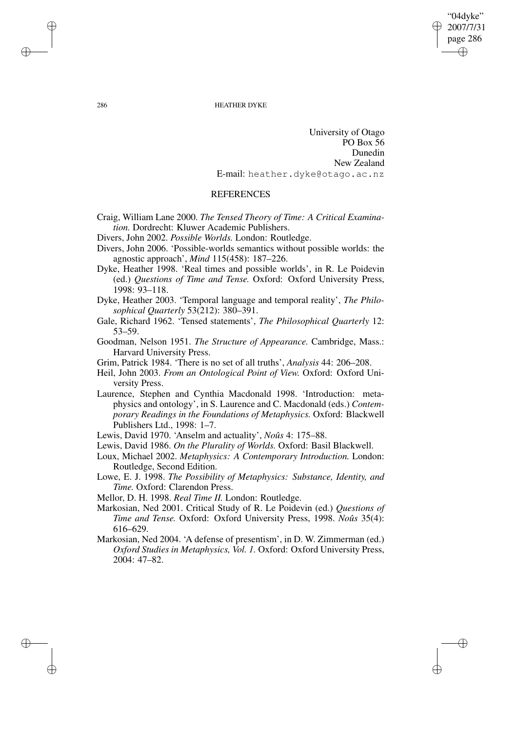University of Otago
PO Box 56
Dunedin
New Zealand
E-mail: heather.dyke@otago.ac.nz

## REFERENCES

Craig, William Lane 2000. *The Tensed Theory of Time: A Critical Examination.* Dordrecht: Kluwer Academic Publishers.

Divers, John 2002. *Possible Worlds.* London: Routledge.

Divers, John 2006. 'Possible-worlds semantics without possible worlds: the agnostic approach', *Mind* 115(458): 187–226.

Dyke, Heather 1998. 'Real times and possible worlds', in R. Le Poidevin (ed.) *Questions of Time and Tense.* Oxford: Oxford University Press, 1998: 93–118.

Dyke, Heather 2003. 'Temporal language and temporal reality', *The Philosophical Quarterly* 53(212): 380–391.

Gale, Richard 1962. 'Tensed statements', *The Philosophical Quarterly* 12: 53–59.

Goodman, Nelson 1951. *The Structure of Appearance.* Cambridge, Mass.: Harvard University Press.

Grim, Patrick 1984. 'There is no set of all truths', *Analysis* 44: 206–208.

Heil, John 2003. *From an Ontological Point of View.* Oxford: Oxford University Press.

Laurence, Stephen and Cynthia Macdonald 1998. 'Introduction: metaphysics and ontology', in S. Laurence and C. Macdonald (eds.) *Contemporary Readings in the Foundations of Metaphysics.* Oxford: Blackwell Publishers Ltd., 1998: 1–7.

Lewis, David 1970. 'Anselm and actuality', *Noûs* 4: 175–88.

Lewis, David 1986. *On the Plurality of Worlds.* Oxford: Basil Blackwell.

Loux, Michael 2002. *Metaphysics: A Contemporary Introduction.* London: Routledge, Second Edition.

Lowe, E. J. 1998. *The Possibility of Metaphysics: Substance, Identity, and Time.* Oxford: Clarendon Press.

Mellor, D. H. 1998. *Real Time II.* London: Routledge.

Markosian, Ned 2001. Critical Study of R. Le Poidevin (ed.) *Questions of Time and Tense.* Oxford: Oxford University Press, 1998. *Noûs* 35(4): 616–629.

Markosian, Ned 2004. 'A defense of presentism', in D. W. Zimmerman (ed.) *Oxford Studies in Metaphysics, Vol. 1.* Oxford: Oxford University Press, 2004: 47–82.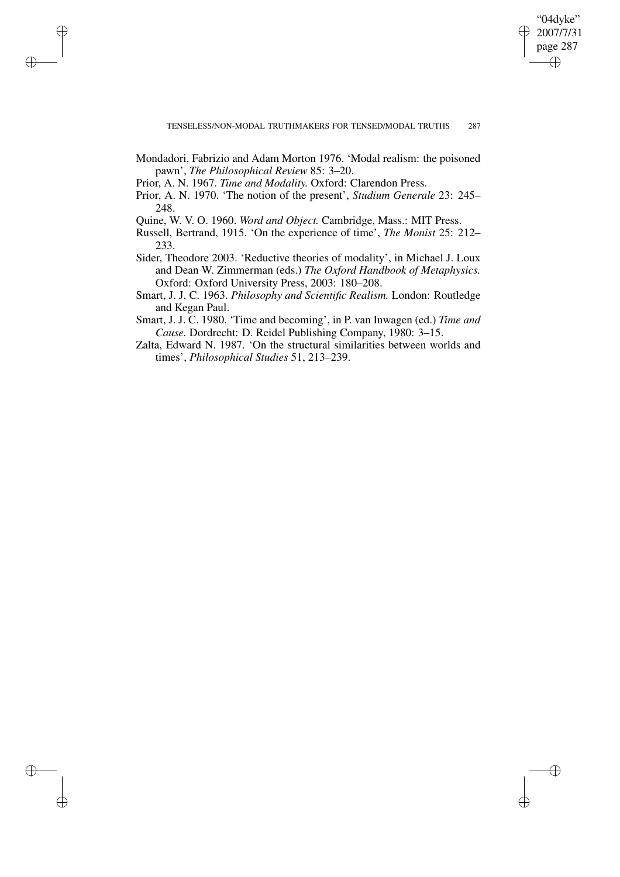Mondadori, Fabrizio and Adam Morton 1976. 'Modal realism: the poisoned pawn', *The Philosophical Review* 85: 3–20.

Prior, A. N. 1967. *Time and Modality.* Oxford: Clarendon Press.

Prior, A. N. 1970. 'The notion of the present', *Studium Generale* 23: 245–248.

Quine, W. V. O. 1960. *Word and Object.* Cambridge, Mass.: MIT Press.

Russell, Bertrand, 1915. 'On the experience of time', *The Monist* 25: 212–233.

Sider, Theodore 2003. 'Reductive theories of modality', in Michael J. Loux and Dean W. Zimmerman (eds.) *The Oxford Handbook of Metaphysics.* Oxford: Oxford University Press, 2003: 180–208.

Smart, J. J. C. 1963. *Philosophy and Scientific Realism.* London: Routledge and Kegan Paul.

Smart, J. J. C. 1980. 'Time and becoming', in P. van Inwagen (ed.) *Time and Cause.* Dordrecht: D. Reidel Publishing Company, 1980: 3–15.

Zalta, Edward N. 1987. 'On the structural similarities between worlds and times', *Philosophical Studies* 51, 213–239.